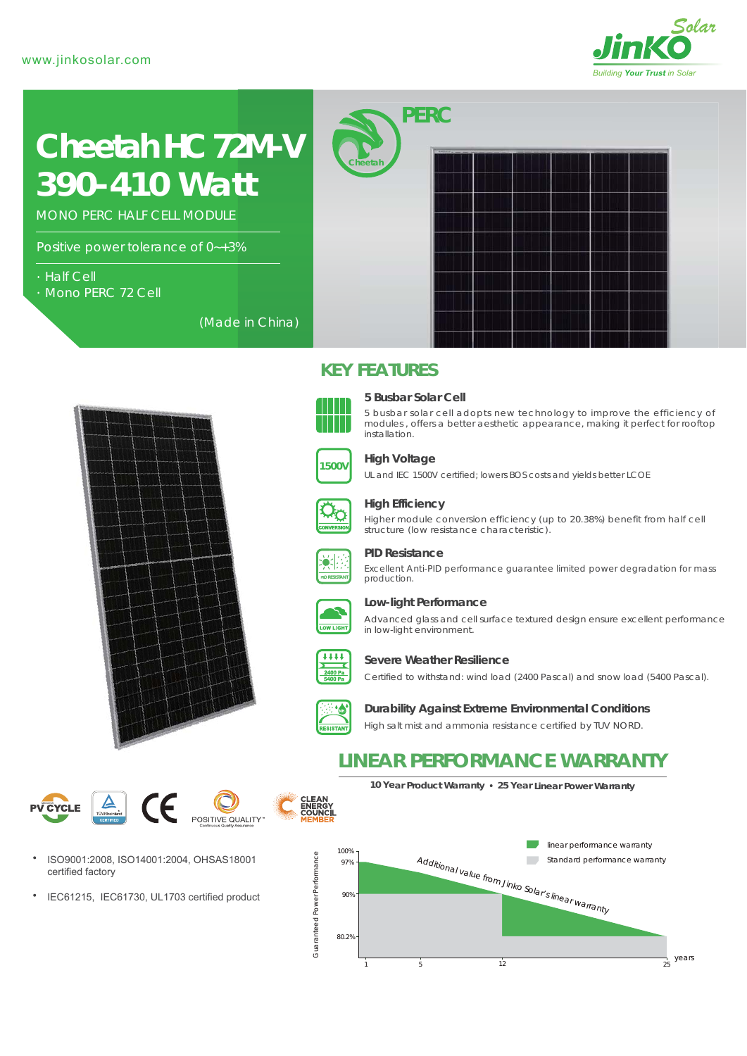www.jinkosolar.com

# Cheetah HC 72M-V 390-410 Watt

MONO PERC HALF CELL MODULE

Positive power tolerance of 0~+3%

- Half Cell
- Mono PERC 72 Cell

(Made in China)

## KEY FEATURES

### 5 Busbar Solar Cell

5 busbar solar cell adopts new technology to improve the efficiency of modules, offers a better aesthetic appearance, making it perfect for rooftop installation.

### High Voltage

UL and IEC 1500V certified; lowers BOS costs and yields better LCOE

### High Efficiency

Higher module conversion efficiency (up to 20.38%) benefit from half cell structure (low resistance characteristic).

### PID Resistance

Excellent Anti-PID performance guarantee limited power degradation for mass production.

### Low-light Performance

Advanced glass and cell surface textured design ensure excellent performance in low-light environment.

### Severe Weather Resilience

Certified to withstand: wind load (2400 Pascal) and snow load (5400 Pascal).

### Durability Against Extreme Environmental Conditions

High salt mist and ammonia resistance certified by TUV NORD.

- ISO9001:2008, ISO14001:2004, OHSAS18001 certified factory
- IEC61215, IEC61730, UL1703 certified product

## LINEAR PERFORMANCE WARRANTY

**10 Year Product Warranty • 25 Year Linear Power Warranty**

- linear performance warranty
- Standard performance warranty

Additional value from Jinko Solar's linear warranty

Guaranteed Power Performance: 100%, 97%, 90%, 80.2%

years: 1, 5, 12, 25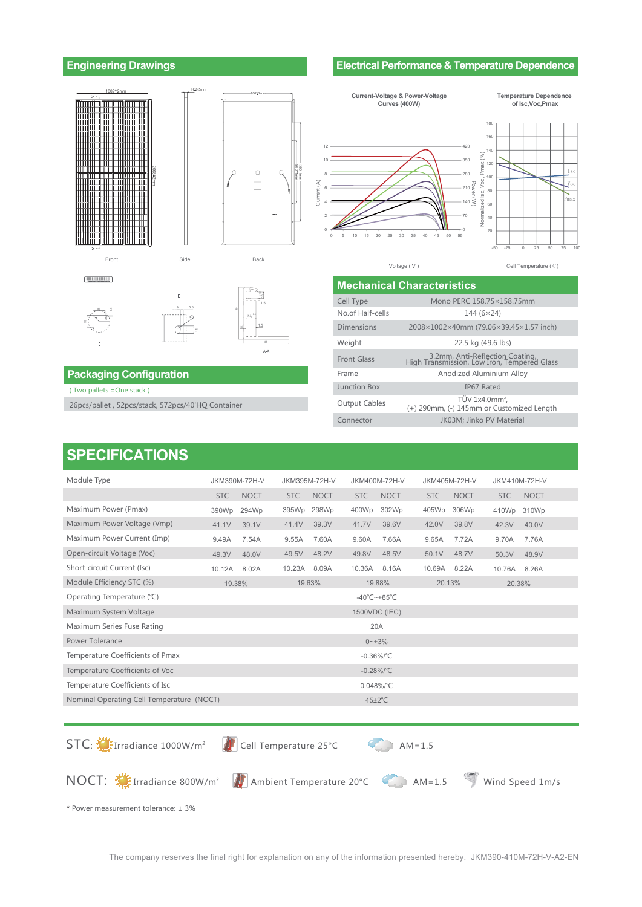## Engineering Drawings

1002±2mm

H±5.5mm

952±2mm

2008±2mm

Front

Side

Back

A-A

## Electrical Performance & Temperature Dependence

Current-Voltage & Power-Voltage Curves (400W)

Current (A)

Power (W)

Voltage ( V )

0 5 10 15 20 25 30 35 40 45 50 55

0 2 4 6 8 10 12

0 70 140 210 280 350 420

Temperature Dependence of Isc,Voc,Pmax

Normalized Isc, Voc, Pmax (%)

Cell Temperature (℃)

-50 -25 0 25 50 75 100

20 40 60 80 100 120 140 160 180

Isc

Voc

Pmax

## Mechanical Characteristics

| | |
|---|---|
| Cell Type | Mono PERC 158.75×158.75mm |
| No.of Half-cells | 144 (6×24) |
| Dimensions | 2008×1002×40mm (79.06×39.45×1.57 inch) |
| Weight | 22.5 kg (49.6 lbs) |
| Front Glass | 3.2mm, Anti-Reflection Coating, High Transmission, Low Iron, Tempered Glass |
| Frame | Anodized Aluminium Alloy |
| Junction Box | IP67 Rated |
| Output Cables | TÜV 1x4.0mm², (+) 290mm, (-) 145mm or Customized Length |
| Connector | JK03M; Jinko PV Material |

## Packaging Configuration

( Two pallets =One stack )

26pcs/pallet , 52pcs/stack, 572pcs/40'HQ Container

# SPECIFICATIONS

| Module Type | JKM390M-72H-V | | JKM395M-72H-V | | JKM400M-72H-V | | JKM405M-72H-V | | JKM410M-72H-V | |
|---|---|---|---|---|---|---|---|---|---|---|
| | STC | NOCT | STC | NOCT | STC | NOCT | STC | NOCT | STC | NOCT |
| Maximum Power (Pmax) | 390Wp | 294Wp | 395Wp | 298Wp | 400Wp | 302Wp | 405Wp | 306Wp | 410Wp | 310Wp |
| Maximum Power Voltage (Vmp) | 41.1V | 39.1V | 41.4V | 39.3V | 41.7V | 39.6V | 42.0V | 39.8V | 42.3V | 40.0V |
| Maximum Power Current (Imp) | 9.49A | 7.54A | 9.55A | 7.60A | 9.60A | 7.66A | 9.65A | 7.72A | 9.70A | 7.76A |
| Open-circuit Voltage (Voc) | 49.3V | 48.0V | 49.5V | 48.2V | 49.8V | 48.5V | 50.1V | 48.7V | 50.3V | 48.9V |
| Short-circuit Current (Isc) | 10.12A | 8.02A | 10.23A | 8.09A | 10.36A | 8.16A | 10.69A | 8.22A | 10.76A | 8.26A |
| Module Efficiency STC (%) | 19.38% | | 19.63% | | 19.88% | | 20.13% | | 20.38% | |
| Operating Temperature (℃) | -40℃~+85℃ | | | | | | | | | |
| Maximum System Voltage | 1500VDC (IEC) | | | | | | | | | |
| Maximum Series Fuse Rating | 20A | | | | | | | | | |
| Power Tolerance | 0~+3% | | | | | | | | | |
| Temperature Coefficients of Pmax | -0.36%/℃ | | | | | | | | | |
| Temperature Coefficients of Voc | -0.28%/℃ | | | | | | | | | |
| Temperature Coefficients of Isc | 0.048%/℃ | | | | | | | | | |
| Nominal Operating Cell Temperature (NOCT) | 45±2℃ | | | | | | | | | |

STC: Irradiance 1000W/m² Cell Temperature 25°C AM=1.5

NOCT: Irradiance 800W/m² Ambient Temperature 20°C AM=1.5 Wind Speed 1m/s

* Power measurement tolerance: ± 3%

The company reserves the final right for explanation on any of the information presented hereby. JKM390-410M-72H-V-A2-EN